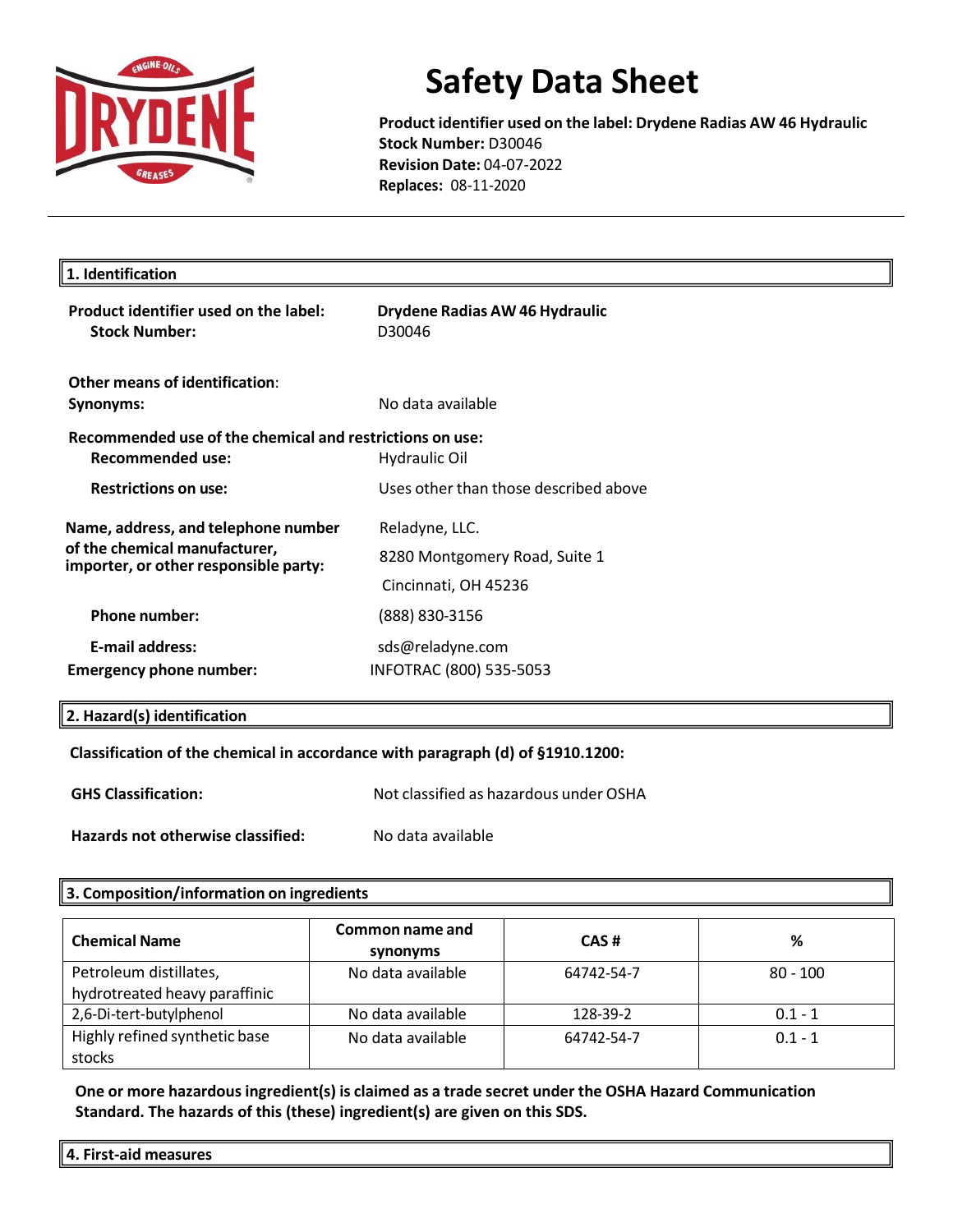# Safety Data Sheet

**Product identifier used on the label: Drydene Radias AW 46 Hydraulic**
**Stock Number:** D30046
**Revision Date:** 04-07-2022
**Replaces:** 08-11-2020

## 1. Identification

**Product identifier used on the label:** **Drydene Radias AW 46 Hydraulic**
**Stock Number:** D30046

**Other means of identification**:
**Synonyms:** No data available

**Recommended use of the chemical and restrictions on use:**
**Recommended use:** Hydraulic Oil

**Restrictions on use:** Uses other than those described above

**Name, address, and telephone number of the chemical manufacturer, importer, or other responsible party:**
Reladyne, LLC.
8280 Montgomery Road, Suite 1
Cincinnati, OH 45236

**Phone number:** (888) 830-3156

**E-mail address:** sds@reladyne.com
**Emergency phone number:** INFOTRAC (800) 535-5053

## 2. Hazard(s) identification

**Classification of the chemical in accordance with paragraph (d) of §1910.1200:**

**GHS Classification:** Not classified as hazardous under OSHA

**Hazards not otherwise classified:** No data available

## 3. Composition/information on ingredients

| Chemical Name | Common name and synonyms | CAS # | % |
|---|---|---|---|
| Petroleum distillates, hydrotreated heavy paraffinic | No data available | 64742-54-7 | 80 - 100 |
| 2,6-Di-tert-butylphenol | No data available | 128-39-2 | 0.1 - 1 |
| Highly refined synthetic base stocks | No data available | 64742-54-7 | 0.1 - 1 |

**One or more hazardous ingredient(s) is claimed as a trade secret under the OSHA Hazard Communication Standard. The hazards of this (these) ingredient(s) are given on this SDS.**

## 4. First-aid measures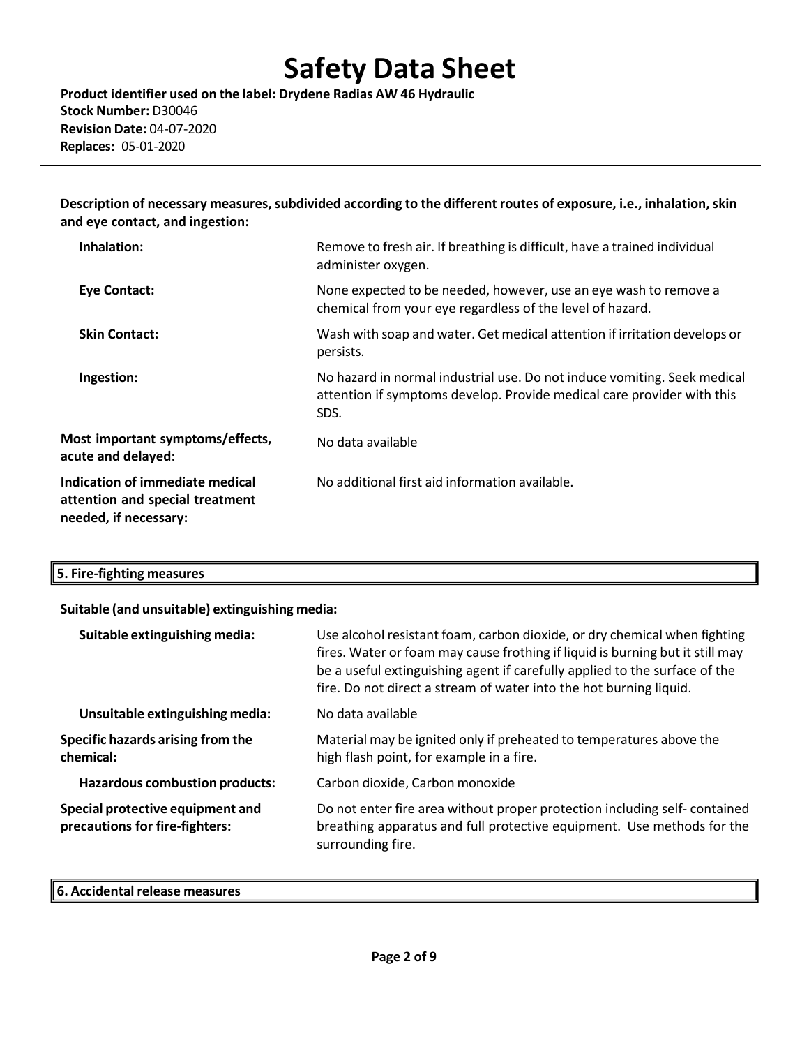**Description of necessary measures, subdivided according to the different routes of exposure, i.e., inhalation, skin and eye contact, and ingestion:**

| | |
|---|---|
| **Inhalation:** | Remove to fresh air. If breathing is difficult, have a trained individual administer oxygen. |
| **Eye Contact:** | None expected to be needed, however, use an eye wash to remove a chemical from your eye regardless of the level of hazard. |
| **Skin Contact:** | Wash with soap and water. Get medical attention if irritation develops or persists. |
| **Ingestion:** | No hazard in normal industrial use. Do not induce vomiting. Seek medical attention if symptoms develop. Provide medical care provider with this SDS. |
| **Most important symptoms/effects, acute and delayed:** | No data available |
| **Indication of immediate medical attention and special treatment needed, if necessary:** | No additional first aid information available. |

## 5. Fire-fighting measures

**Suitable (and unsuitable) extinguishing media:**

| | |
|---|---|
| **Suitable extinguishing media:** | Use alcohol resistant foam, carbon dioxide, or dry chemical when fighting fires. Water or foam may cause frothing if liquid is burning but it still may be a useful extinguishing agent if carefully applied to the surface of the fire. Do not direct a stream of water into the hot burning liquid. |
| **Unsuitable extinguishing media:** | No data available |
| **Specific hazards arising from the chemical:** | Material may be ignited only if preheated to temperatures above the high flash point, for example in a fire. |
| **Hazardous combustion products:** | Carbon dioxide, Carbon monoxide |
| **Special protective equipment and precautions for fire-fighters:** | Do not enter fire area without proper protection including self- contained breathing apparatus and full protective equipment. Use methods for the surrounding fire. |

## 6. Accidental release measures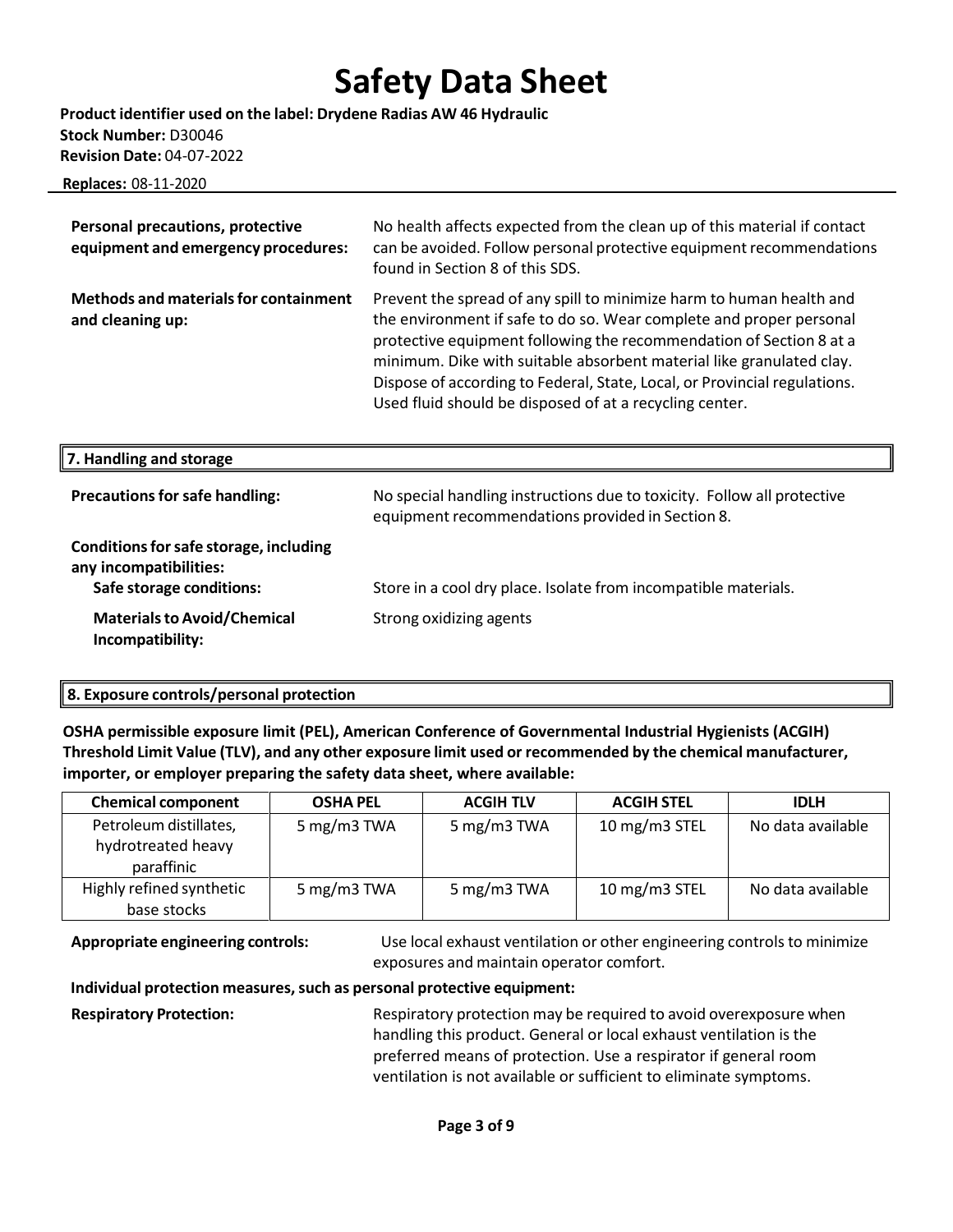| | |
|---|---|
| **Personal precautions, protective equipment and emergency procedures:** | No health affects expected from the clean up of this material if contact can be avoided. Follow personal protective equipment recommendations found in Section 8 of this SDS. |
| **Methods and materials for containment and cleaning up:** | Prevent the spread of any spill to minimize harm to human health and the environment if safe to do so. Wear complete and proper personal protective equipment following the recommendation of Section 8 at a minimum. Dike with suitable absorbent material like granulated clay. Dispose of according to Federal, State, Local, or Provincial regulations. Used fluid should be disposed of at a recycling center. |

## 7. Handling and storage

| | |
|---|---|
| **Precautions for safe handling:** | No special handling instructions due to toxicity. Follow all protective equipment recommendations provided in Section 8. |
| **Conditions for safe storage, including any incompatibilities:** | |
| **Safe storage conditions:** | Store in a cool dry place. Isolate from incompatible materials. |
| **Materials to Avoid/Chemical Incompatibility:** | Strong oxidizing agents |

## 8. Exposure controls/personal protection

**OSHA permissible exposure limit (PEL), American Conference of Governmental Industrial Hygienists (ACGIH) Threshold Limit Value (TLV), and any other exposure limit used or recommended by the chemical manufacturer, importer, or employer preparing the safety data sheet, where available:**

| Chemical component | OSHA PEL | ACGIH TLV | ACGIH STEL | IDLH |
|---|---|---|---|---|
| Petroleum distillates, hydrotreated heavy paraffinic | 5 mg/m3 TWA | 5 mg/m3 TWA | 10 mg/m3 STEL | No data available |
| Highly refined synthetic base stocks | 5 mg/m3 TWA | 5 mg/m3 TWA | 10 mg/m3 STEL | No data available |

**Appropriate engineering controls:** Use local exhaust ventilation or other engineering controls to minimize exposures and maintain operator comfort.

**Individual protection measures, such as personal protective equipment:**

**Respiratory Protection:** Respiratory protection may be required to avoid overexposure when handling this product. General or local exhaust ventilation is the preferred means of protection. Use a respirator if general room ventilation is not available or sufficient to eliminate symptoms.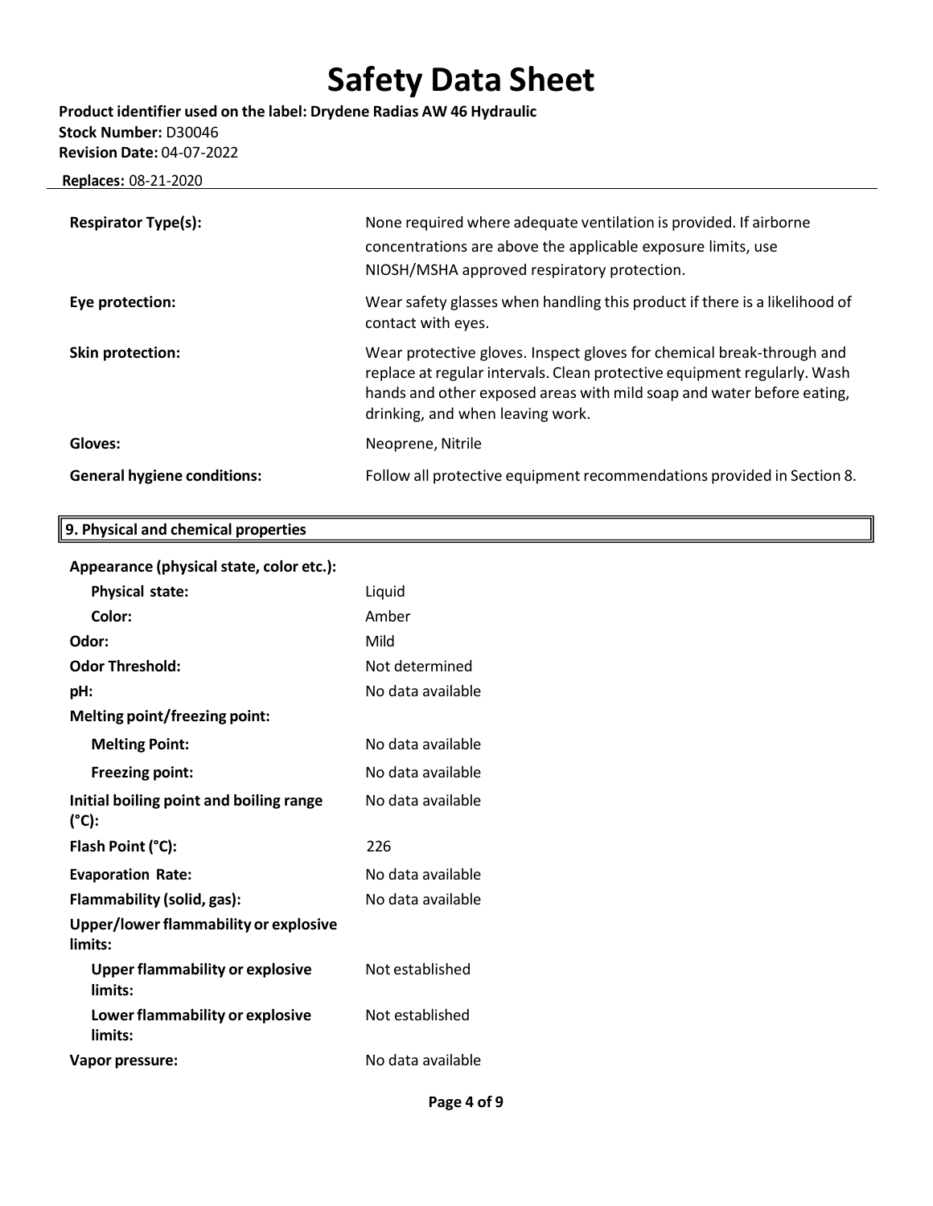| | |
|---|---|
| **Respirator Type(s):** | None required where adequate ventilation is provided. If airborne concentrations are above the applicable exposure limits, use NIOSH/MSHA approved respiratory protection. |
| **Eye protection:** | Wear safety glasses when handling this product if there is a likelihood of contact with eyes. |
| **Skin protection:** | Wear protective gloves. Inspect gloves for chemical break-through and replace at regular intervals. Clean protective equipment regularly. Wash hands and other exposed areas with mild soap and water before eating, drinking, and when leaving work. |
| **Gloves:** | Neoprene, Nitrile |
| **General hygiene conditions:** | Follow all protective equipment recommendations provided in Section 8. |

## 9. Physical and chemical properties

| | |
|---|---|
| **Appearance (physical state, color etc.):** | |
| **Physical state:** | Liquid |
| **Color:** | Amber |
| **Odor:** | Mild |
| **Odor Threshold:** | Not determined |
| **pH:** | No data available |
| **Melting point/freezing point:** | |
| **Melting Point:** | No data available |
| **Freezing point:** | No data available |
| **Initial boiling point and boiling range (°C):** | No data available |
| **Flash Point (°C):** | 226 |
| **Evaporation Rate:** | No data available |
| **Flammability (solid, gas):** | No data available |
| **Upper/lower flammability or explosive limits:** | |
| **Upper flammability or explosive limits:** | Not established |
| **Lower flammability or explosive limits:** | Not established |
| **Vapor pressure:** | No data available |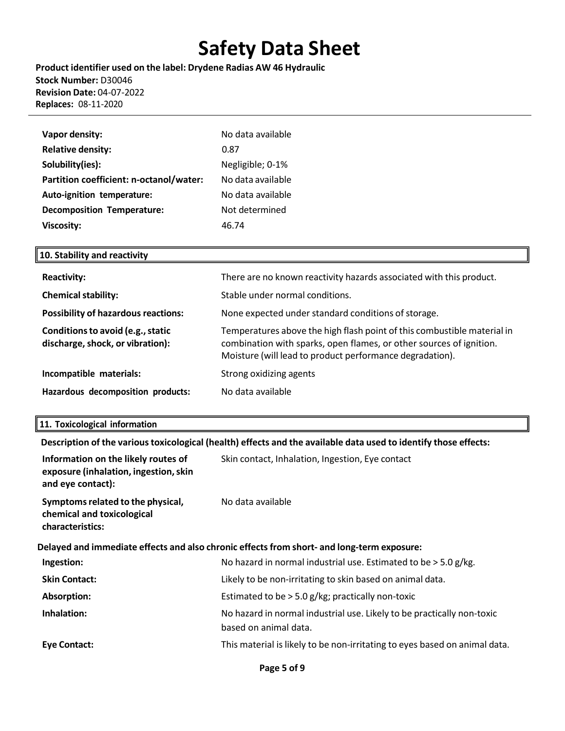| | |
|---|---|
| **Vapor density:** | No data available |
| **Relative density:** | 0.87 |
| **Solubility(ies):** | Negligible; 0-1% |
| **Partition coefficient: n-octanol/water:** | No data available |
| **Auto-ignition temperature:** | No data available |
| **Decomposition Temperature:** | Not determined |
| **Viscosity:** | 46.74 |

## 10. Stability and reactivity

| | |
|---|---|
| **Reactivity:** | There are no known reactivity hazards associated with this product. |
| **Chemical stability:** | Stable under normal conditions. |
| **Possibility of hazardous reactions:** | None expected under standard conditions of storage. |
| **Conditions to avoid (e.g., static discharge, shock, or vibration):** | Temperatures above the high flash point of this combustible material in combination with sparks, open flames, or other sources of ignition. Moisture (will lead to product performance degradation). |
| **Incompatible materials:** | Strong oxidizing agents |
| **Hazardous decomposition products:** | No data available |

## 11. Toxicological information

**Description of the various toxicological (health) effects and the available data used to identify those effects:**

| | |
|---|---|
| **Information on the likely routes of exposure (inhalation, ingestion, skin and eye contact):** | Skin contact, Inhalation, Ingestion, Eye contact |
| **Symptoms related to the physical, chemical and toxicological characteristics:** | No data available |

**Delayed and immediate effects and also chronic effects from short- and long-term exposure:**

| | |
|---|---|
| **Ingestion:** | No hazard in normal industrial use. Estimated to be > 5.0 g/kg. |
| **Skin Contact:** | Likely to be non-irritating to skin based on animal data. |
| **Absorption:** | Estimated to be > 5.0 g/kg; practically non-toxic |
| **Inhalation:** | No hazard in normal industrial use. Likely to be practically non-toxic based on animal data. |
| **Eye Contact:** | This material is likely to be non-irritating to eyes based on animal data. |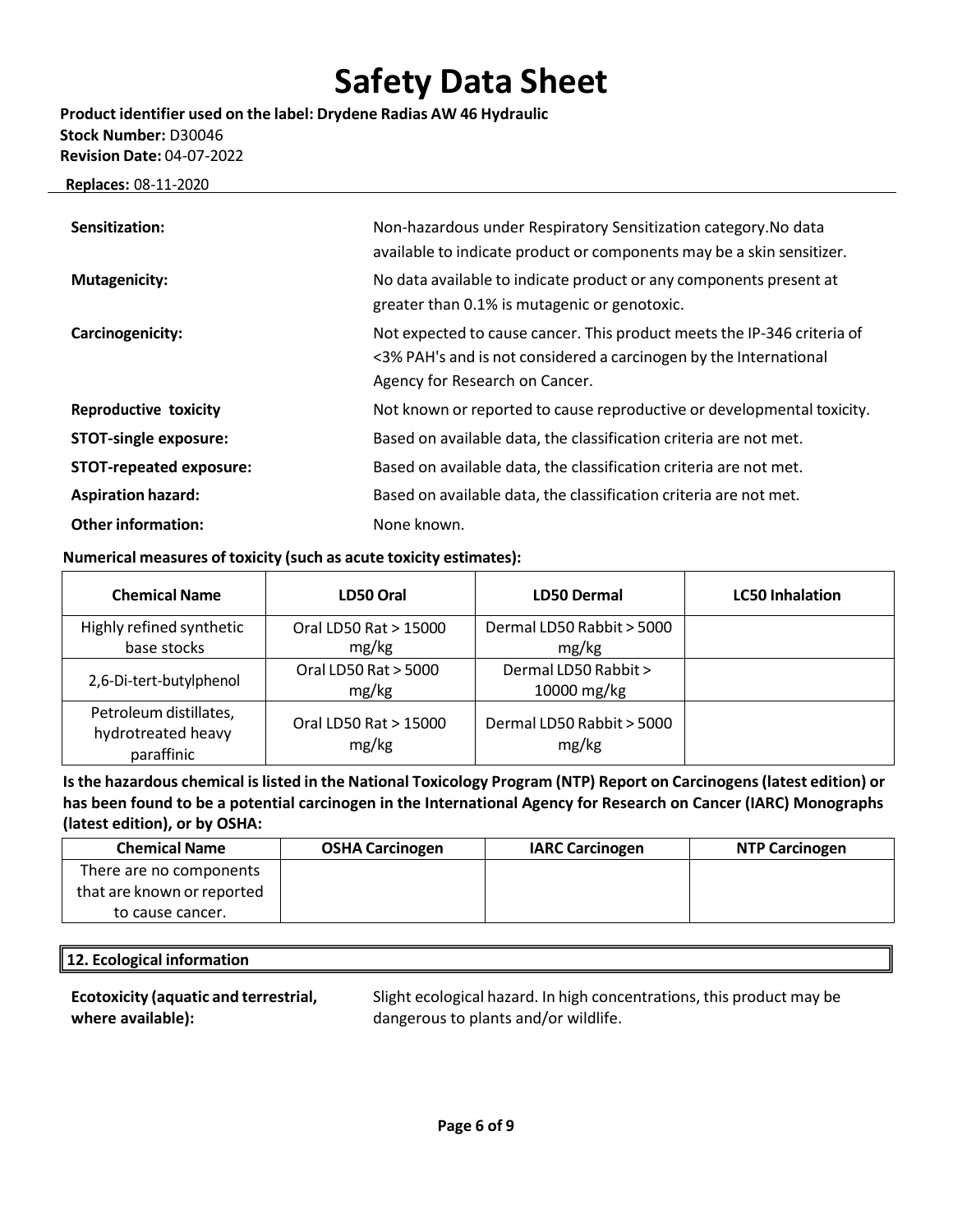**Sensitization:** Non-hazardous under Respiratory Sensitization category.No data available to indicate product or components may be a skin sensitizer.

**Mutagenicity:** No data available to indicate product or any components present at greater than 0.1% is mutagenic or genotoxic.

**Carcinogenicity:** Not expected to cause cancer. This product meets the IP-346 criteria of <3% PAH's and is not considered a carcinogen by the International Agency for Research on Cancer.

**Reproductive toxicity** Not known or reported to cause reproductive or developmental toxicity.

**STOT-single exposure:** Based on available data, the classification criteria are not met.

**STOT-repeated exposure:** Based on available data, the classification criteria are not met.

**Aspiration hazard:** Based on available data, the classification criteria are not met.

**Other information:** None known.

**Numerical measures of toxicity (such as acute toxicity estimates):**

| Chemical Name | LD50 Oral | LD50 Dermal | LC50 Inhalation |
|---|---|---|---|
| Highly refined synthetic base stocks | Oral LD50 Rat > 15000 mg/kg | Dermal LD50 Rabbit > 5000 mg/kg | |
| 2,6-Di-tert-butylphenol | Oral LD50 Rat > 5000 mg/kg | Dermal LD50 Rabbit > 10000 mg/kg | |
| Petroleum distillates, hydrotreated heavy paraffinic | Oral LD50 Rat > 15000 mg/kg | Dermal LD50 Rabbit > 5000 mg/kg | |

**Is the hazardous chemical is listed in the National Toxicology Program (NTP) Report on Carcinogens (latest edition) or has been found to be a potential carcinogen in the International Agency for Research on Cancer (IARC) Monographs (latest edition), or by OSHA:**

| Chemical Name | OSHA Carcinogen | IARC Carcinogen | NTP Carcinogen |
|---|---|---|---|
| There are no components that are known or reported to cause cancer. | | | |

## 12. Ecological information

**Ecotoxicity (aquatic and terrestrial, where available):** Slight ecological hazard. In high concentrations, this product may be dangerous to plants and/or wildlife.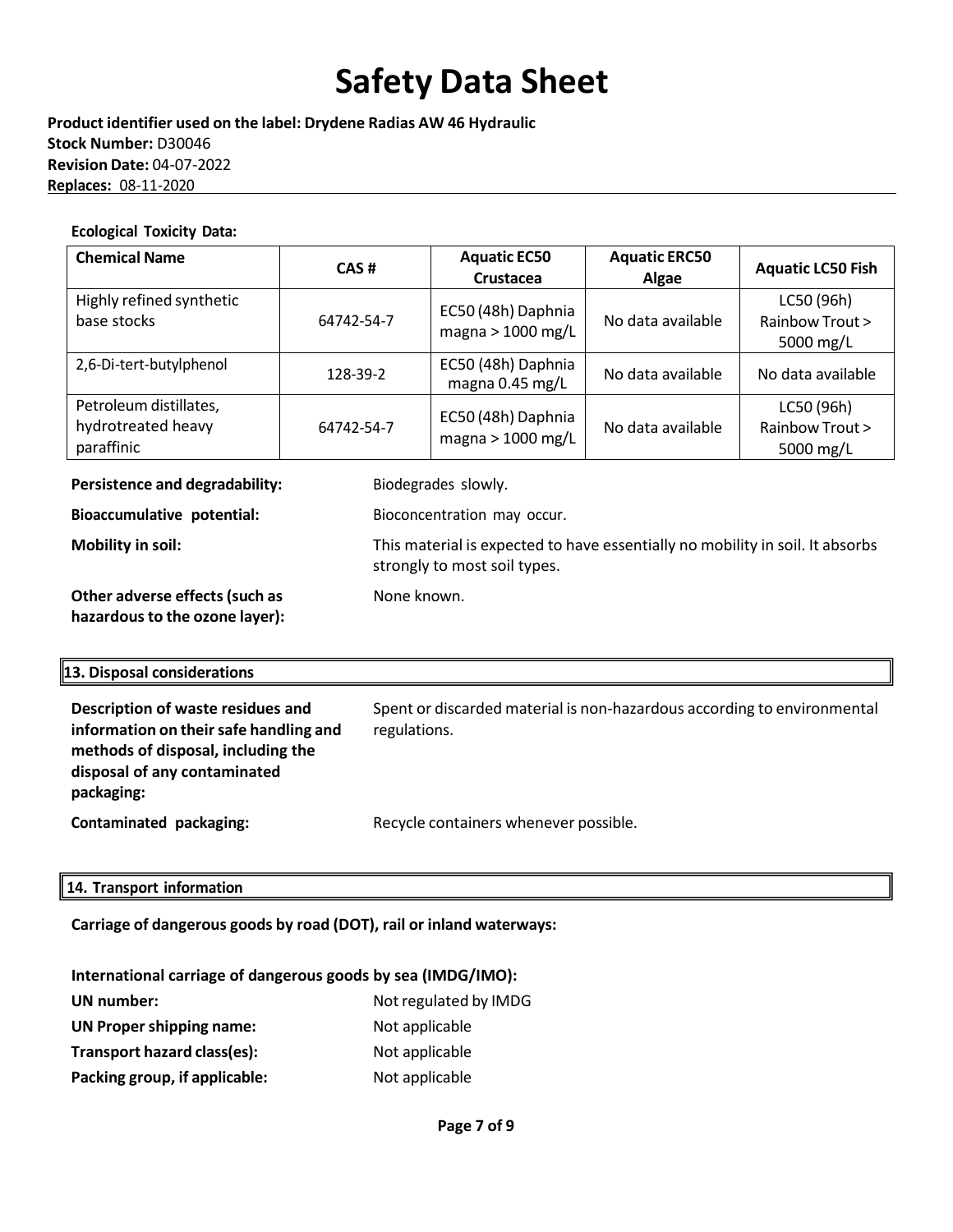**Ecological Toxicity Data:**

| Chemical Name | CAS # | Aquatic EC50 Crustacea | Aquatic ERC50 Algae | Aquatic LC50 Fish |
|---|---|---|---|---|
| Highly refined synthetic base stocks | 64742-54-7 | EC50 (48h) Daphnia magna > 1000 mg/L | No data available | LC50 (96h) Rainbow Trout > 5000 mg/L |
| 2,6-Di-tert-butylphenol | 128-39-2 | EC50 (48h) Daphnia magna 0.45 mg/L | No data available | No data available |
| Petroleum distillates, hydrotreated heavy paraffinic | 64742-54-7 | EC50 (48h) Daphnia magna > 1000 mg/L | No data available | LC50 (96h) Rainbow Trout > 5000 mg/L |

**Persistence and degradability:** Biodegrades slowly.

**Bioaccumulative potential:** Bioconcentration may occur.

**Mobility in soil:** This material is expected to have essentially no mobility in soil. It absorbs strongly to most soil types.

**Other adverse effects (such as hazardous to the ozone layer):** None known.

## 13. Disposal considerations

**Description of waste residues and information on their safe handling and methods of disposal, including the disposal of any contaminated packaging:** Spent or discarded material is non-hazardous according to environmental regulations.

**Contaminated packaging:** Recycle containers whenever possible.

## 14. Transport information

**Carriage of dangerous goods by road (DOT), rail or inland waterways:**

**International carriage of dangerous goods by sea (IMDG/IMO):**

**UN number:** Not regulated by IMDG

**UN Proper shipping name:** Not applicable

**Transport hazard class(es):** Not applicable

**Packing group, if applicable:** Not applicable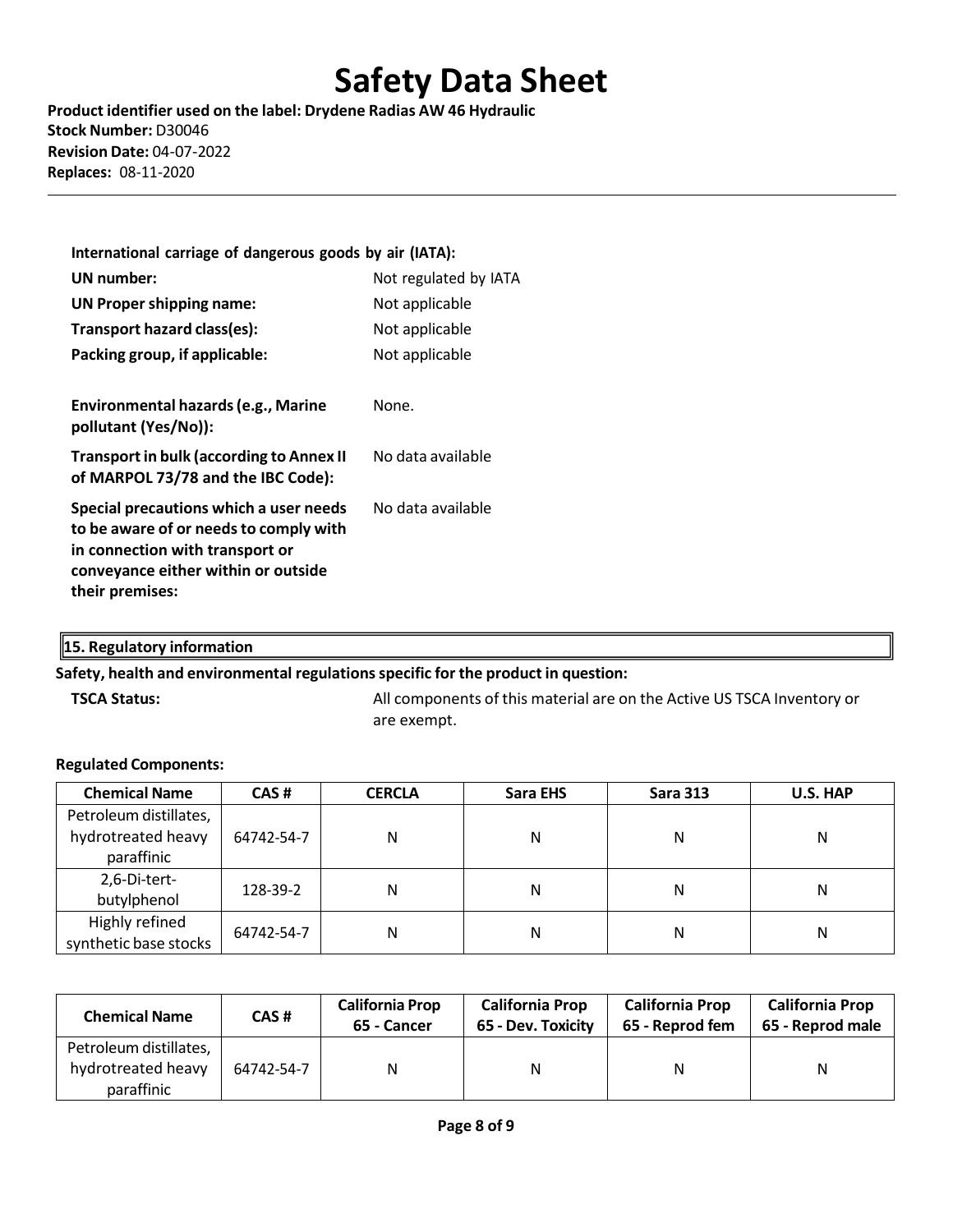**International carriage of dangerous goods by air (IATA):**

| | |
|---|---|
| **UN number:** | Not regulated by IATA |
| **UN Proper shipping name:** | Not applicable |
| **Transport hazard class(es):** | Not applicable |
| **Packing group, if applicable:** | Not applicable |
| **Environmental hazards (e.g., Marine pollutant (Yes/No)):** | None. |
| **Transport in bulk (according to Annex II of MARPOL 73/78 and the IBC Code):** | No data available |
| **Special precautions which a user needs to be aware of or needs to comply with in connection with transport or conveyance either within or outside their premises:** | No data available |

## 15. Regulatory information

**Safety, health and environmental regulations specific for the product in question:**

**TSCA Status:** All components of this material are on the Active US TSCA Inventory or are exempt.

**Regulated Components:**

| Chemical Name | CAS # | CERCLA | Sara EHS | Sara 313 | U.S. HAP |
|---|---|---|---|---|---|
| Petroleum distillates, hydrotreated heavy paraffinic | 64742-54-7 | N | N | N | N |
| 2,6-Di-tert-butylphenol | 128-39-2 | N | N | N | N |
| Highly refined synthetic base stocks | 64742-54-7 | N | N | N | N |

| Chemical Name | CAS # | California Prop 65 - Cancer | California Prop 65 - Dev. Toxicity | California Prop 65 - Reprod fem | California Prop 65 - Reprod male |
|---|---|---|---|---|---|
| Petroleum distillates, hydrotreated heavy paraffinic | 64742-54-7 | N | N | N | N |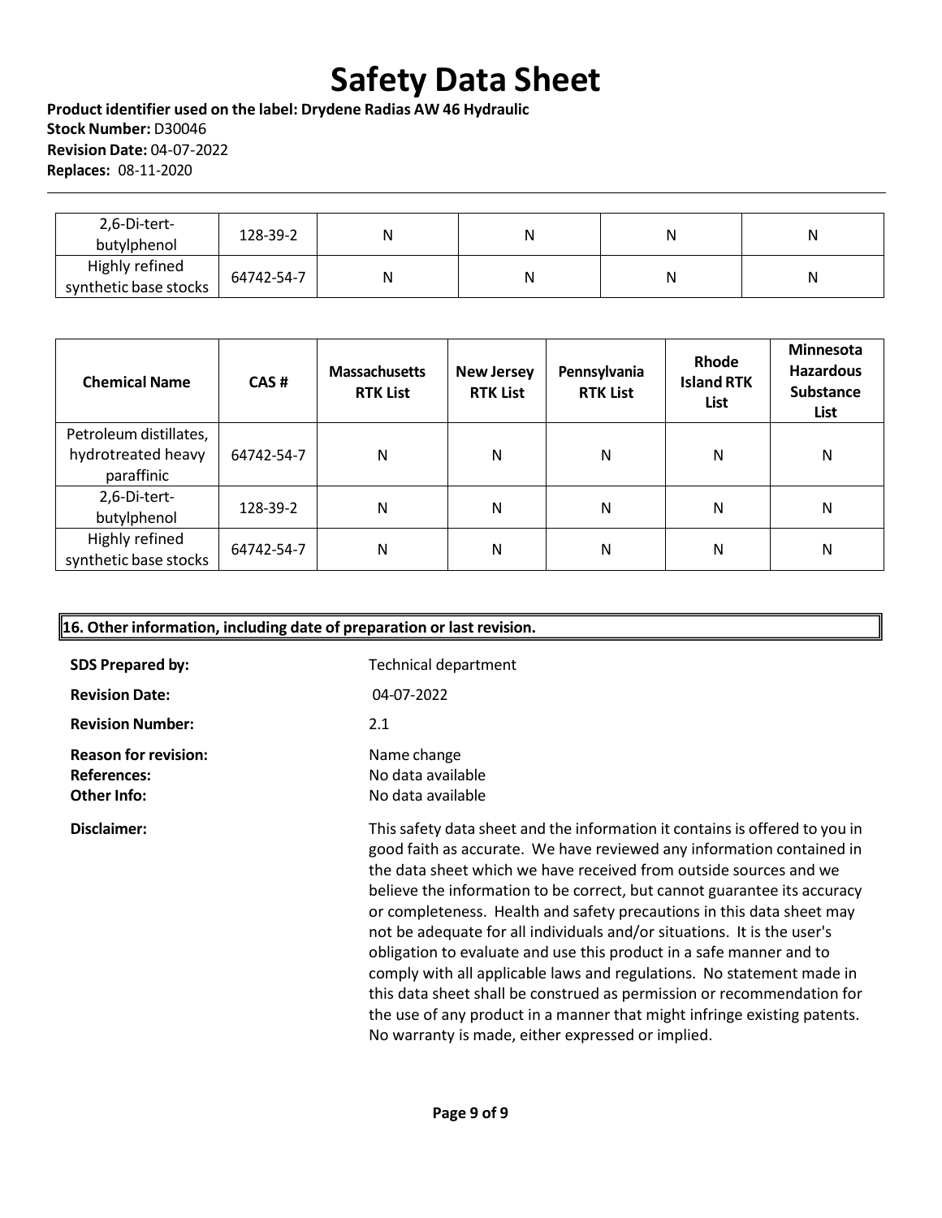| | | | | | |
|---|---|---|---|---|---|
| 2,6-Di-tert-butylphenol | 128-39-2 | N | N | N | N |
| Highly refined synthetic base stocks | 64742-54-7 | N | N | N | N |

| Chemical Name | CAS # | Massachusetts RTK List | New Jersey RTK List | Pennsylvania RTK List | Rhode Island RTK List | Minnesota Hazardous Substance List |
|---|---|---|---|---|---|---|
| Petroleum distillates, hydrotreated heavy paraffinic | 64742-54-7 | N | N | N | N | N |
| 2,6-Di-tert-butylphenol | 128-39-2 | N | N | N | N | N |
| Highly refined synthetic base stocks | 64742-54-7 | N | N | N | N | N |

## 16. Other information, including date of preparation or last revision.

**SDS Prepared by:** Technical department

**Revision Date:** 04-07-2022

**Revision Number:** 2.1

**Reason for revision:** Name change
**References:** No data available
**Other Info:** No data available

**Disclaimer:** This safety data sheet and the information it contains is offered to you in good faith as accurate. We have reviewed any information contained in the data sheet which we have received from outside sources and we believe the information to be correct, but cannot guarantee its accuracy or completeness. Health and safety precautions in this data sheet may not be adequate for all individuals and/or situations. It is the user's obligation to evaluate and use this product in a safe manner and to comply with all applicable laws and regulations. No statement made in this data sheet shall be construed as permission or recommendation for the use of any product in a manner that might infringe existing patents. No warranty is made, either expressed or implied.